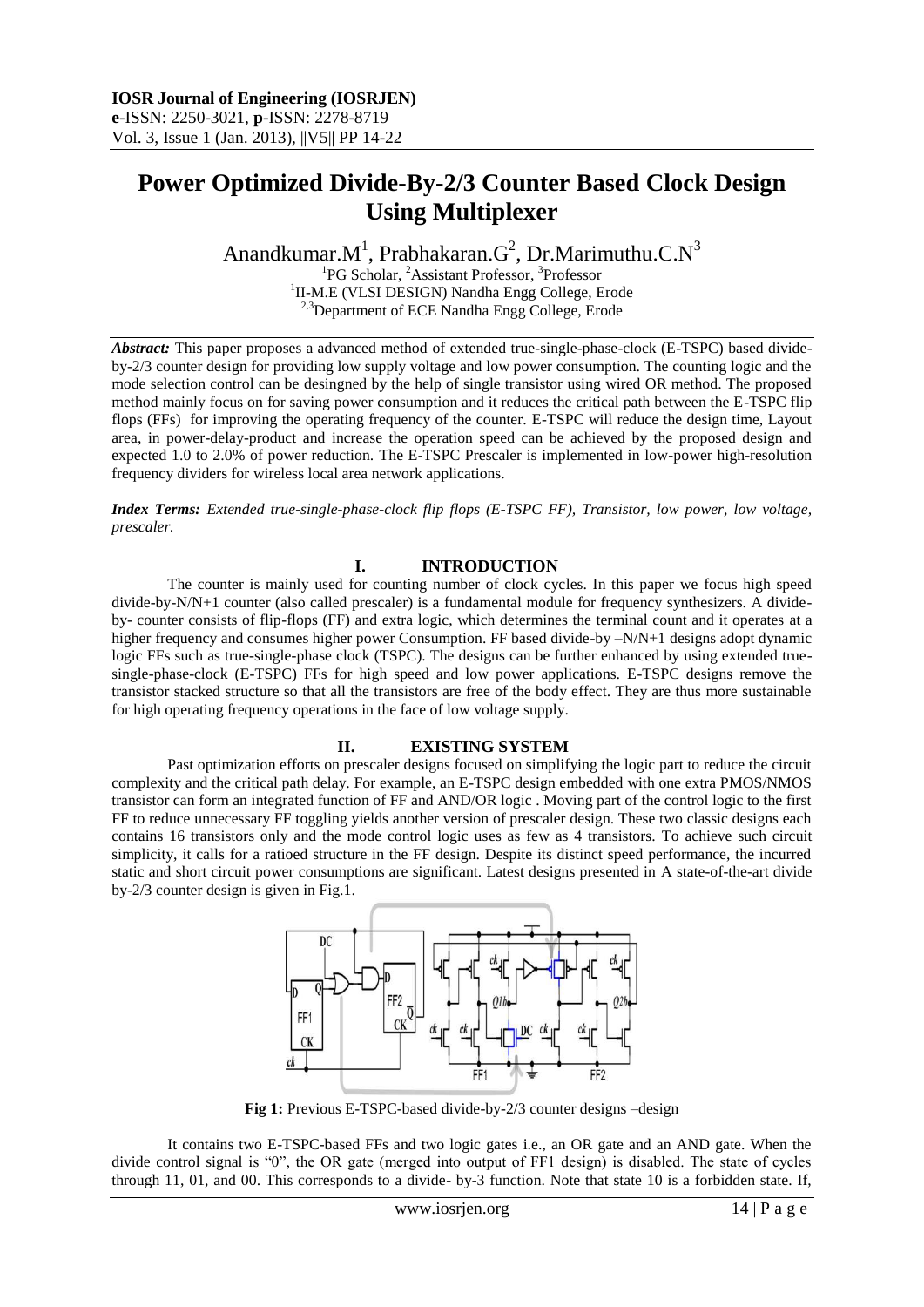# Power Optimized Divide-By-2/3 Counter Based Clock Design Using Multiplexer

Anandkumar.M[1], Prabhakaran.G[2], Dr.Marimuthu.C.N[3]

[1]PG Scholar, [2]Assistant Professor, [3]Professor
[1]II-M.E (VLSI DESIGN) Nandha Engg College, Erode
[2,3]Department of ECE Nandha Engg College, Erode

***Abstract:*** This paper proposes a advanced method of extended true-single-phase-clock (E-TSPC) based divide-by-2/3 counter design for providing low supply voltage and low power consumption. The counting logic and the mode selection control can be desingned by the help of single transistor using wired OR method. The proposed method mainly focus on for saving power consumption and it reduces the critical path between the E-TSPC flip flops (FFs) for improving the operating frequency of the counter. E-TSPC will reduce the design time, Layout area, in power-delay-product and increase the operation speed can be achieved by the proposed design and expected 1.0 to 2.0% of power reduction. The E-TSPC Prescaler is implemented in low-power high-resolution frequency dividers for wireless local area network applications.

***Index Terms:*** *Extended true-single-phase-clock flip flops (E-TSPC FF), Transistor, low power, low voltage, prescaler.*

## I. INTRODUCTION

The counter is mainly used for counting number of clock cycles. In this paper we focus high speed divide-by-N/N+1 counter (also called prescaler) is a fundamental module for frequency synthesizers. A divide-by- counter consists of flip-flops (FF) and extra logic, which determines the terminal count and it operates at a higher frequency and consumes higher power Consumption. FF based divide-by –N/N+1 designs adopt dynamic logic FFs such as true-single-phase clock (TSPC). The designs can be further enhanced by using extended true-single-phase-clock (E-TSPC) FFs for high speed and low power applications. E-TSPC designs remove the transistor stacked structure so that all the transistors are free of the body effect. They are thus more sustainable for high operating frequency operations in the face of low voltage supply.

## II. EXISTING SYSTEM

Past optimization efforts on prescaler designs focused on simplifying the logic part to reduce the circuit complexity and the critical path delay. For example, an E-TSPC design embedded with one extra PMOS/NMOS transistor can form an integrated function of FF and AND/OR logic . Moving part of the control logic to the first FF to reduce unnecessary FF toggling yields another version of prescaler design. These two classic designs each contains 16 transistors only and the mode control logic uses as few as 4 transistors. To achieve such circuit simplicity, it calls for a ratioed structure in the FF design. Despite its distinct speed performance, the incurred static and short circuit power consumptions are significant. Latest designs presented in A state-of-the-art divide by-2/3 counter design is given in Fig.1.

**Fig 1:** Previous E-TSPC-based divide-by-2/3 counter designs –design

It contains two E-TSPC-based FFs and two logic gates i.e., an OR gate and an AND gate. When the divide control signal is "0", the OR gate (merged into output of FF1 design) is disabled. The state of cycles through 11, 01, and 00. This corresponds to a divide- by-3 function. Note that state 10 is a forbidden state. If,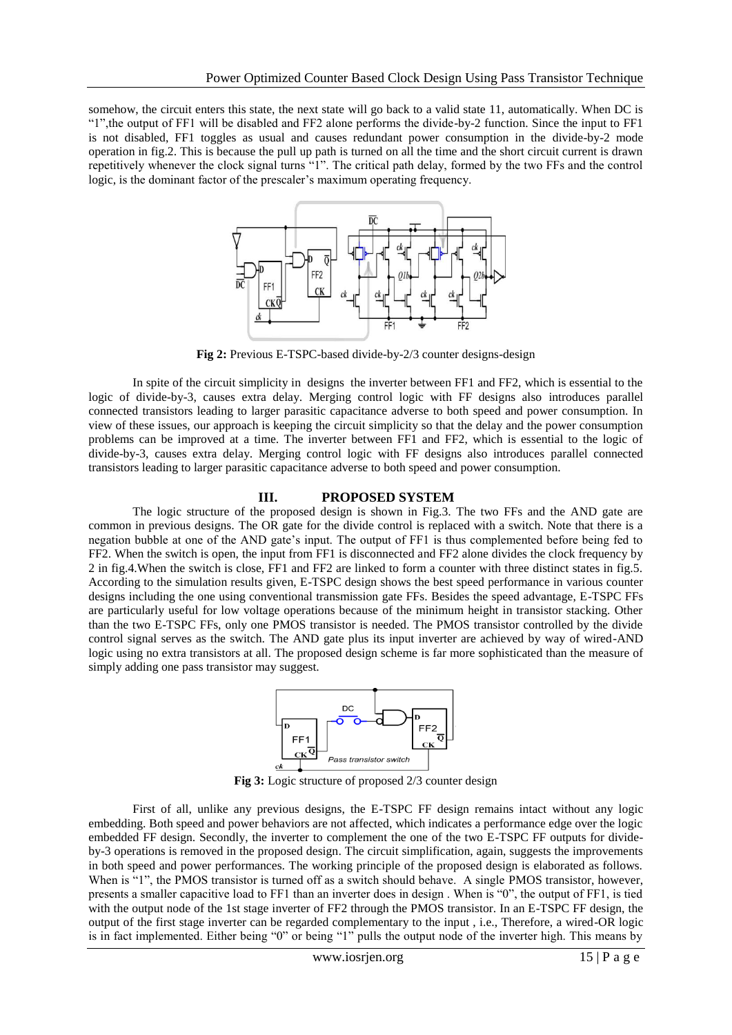somehow, the circuit enters this state, the next state will go back to a valid state 11, automatically. When DC is "1",the output of FF1 will be disabled and FF2 alone performs the divide-by-2 function. Since the input to FF1 is not disabled, FF1 toggles as usual and causes redundant power consumption in the divide-by-2 mode operation in fig.2. This is because the pull up path is turned on all the time and the short circuit current is drawn repetitively whenever the clock signal turns "1". The critical path delay, formed by the two FFs and the control logic, is the dominant factor of the prescaler's maximum operating frequency.

**Fig 2:** Previous E-TSPC-based divide-by-2/3 counter designs-design

In spite of the circuit simplicity in designs the inverter between FF1 and FF2, which is essential to the logic of divide-by-3, causes extra delay. Merging control logic with FF designs also introduces parallel connected transistors leading to larger parasitic capacitance adverse to both speed and power consumption. In view of these issues, our approach is keeping the circuit simplicity so that the delay and the power consumption problems can be improved at a time. The inverter between FF1 and FF2, which is essential to the logic of divide-by-3, causes extra delay. Merging control logic with FF designs also introduces parallel connected transistors leading to larger parasitic capacitance adverse to both speed and power consumption.

## III. PROPOSED SYSTEM

The logic structure of the proposed design is shown in Fig.3. The two FFs and the AND gate are common in previous designs. The OR gate for the divide control is replaced with a switch. Note that there is a negation bubble at one of the AND gate's input. The output of FF1 is thus complemented before being fed to FF2. When the switch is open, the input from FF1 is disconnected and FF2 alone divides the clock frequency by 2 in fig.4.When the switch is close, FF1 and FF2 are linked to form a counter with three distinct states in fig.5. According to the simulation results given, E-TSPC design shows the best speed performance in various counter designs including the one using conventional transmission gate FFs. Besides the speed advantage, E-TSPC FFs are particularly useful for low voltage operations because of the minimum height in transistor stacking. Other than the two E-TSPC FFs, only one PMOS transistor is needed. The PMOS transistor controlled by the divide control signal serves as the switch. The AND gate plus its input inverter are achieved by way of wired-AND logic using no extra transistors at all. The proposed design scheme is far more sophisticated than the measure of simply adding one pass transistor may suggest.

**Fig 3:** Logic structure of proposed 2/3 counter design

First of all, unlike any previous designs, the E-TSPC FF design remains intact without any logic embedding. Both speed and power behaviors are not affected, which indicates a performance edge over the logic embedded FF design. Secondly, the inverter to complement the one of the two E-TSPC FF outputs for divide-by-3 operations is removed in the proposed design. The circuit simplification, again, suggests the improvements in both speed and power performances. The working principle of the proposed design is elaborated as follows. When is "1", the PMOS transistor is turned off as a switch should behave. A single PMOS transistor, however, presents a smaller capacitive load to FF1 than an inverter does in design . When is "0", the output of FF1, is tied with the output node of the 1st stage inverter of FF2 through the PMOS transistor. In an E-TSPC FF design, the output of the first stage inverter can be regarded complementary to the input , i.e., Therefore, a wired-OR logic is in fact implemented. Either being "0" or being "1" pulls the output node of the inverter high. This means by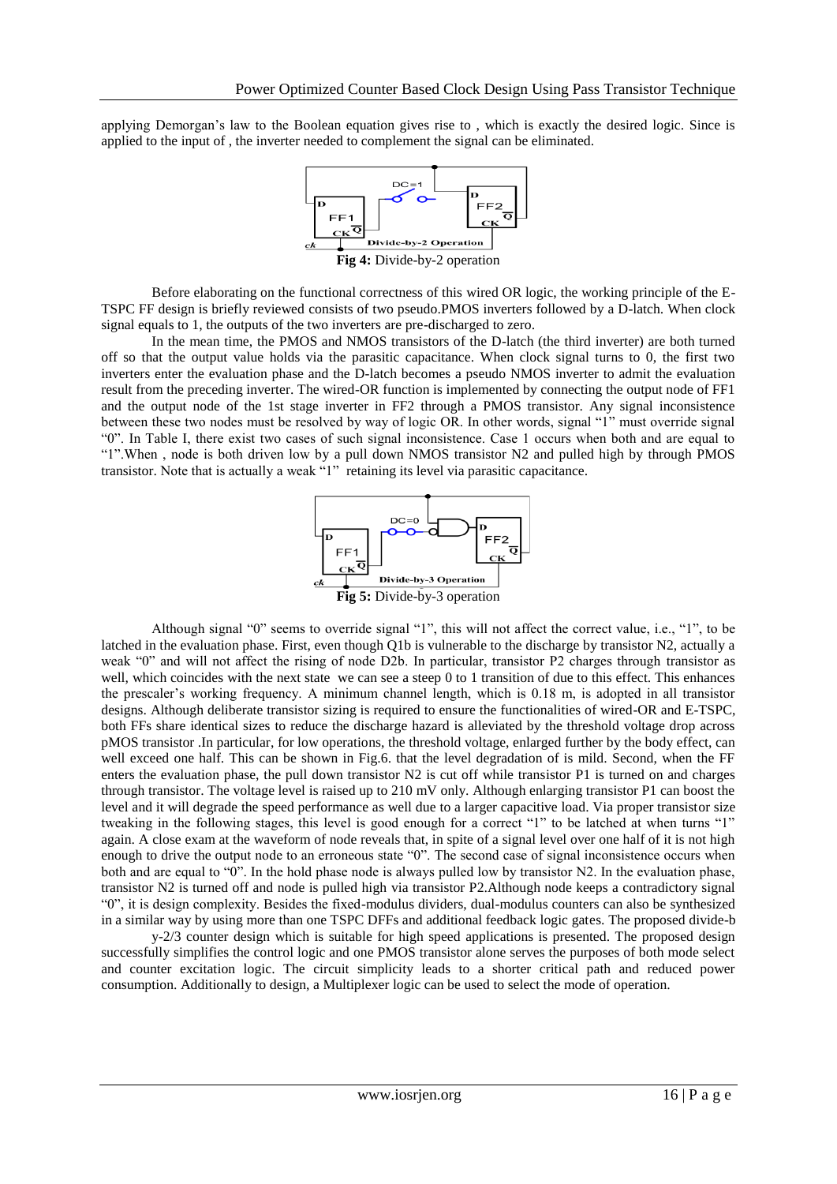applying Demorgan's law to the Boolean equation gives rise to , which is exactly the desired logic. Since is applied to the input of , the inverter needed to complement the signal can be eliminated.

**Fig 4:** Divide-by-2 operation

Before elaborating on the functional correctness of this wired OR logic, the working principle of the E-TSPC FF design is briefly reviewed consists of two pseudo.PMOS inverters followed by a D-latch. When clock signal equals to 1, the outputs of the two inverters are pre-discharged to zero.

In the mean time, the PMOS and NMOS transistors of the D-latch (the third inverter) are both turned off so that the output value holds via the parasitic capacitance. When clock signal turns to 0, the first two inverters enter the evaluation phase and the D-latch becomes a pseudo NMOS inverter to admit the evaluation result from the preceding inverter. The wired-OR function is implemented by connecting the output node of FF1 and the output node of the 1st stage inverter in FF2 through a PMOS transistor. Any signal inconsistence between these two nodes must be resolved by way of logic OR. In other words, signal "1" must override signal "0". In Table I, there exist two cases of such signal inconsistence. Case 1 occurs when both and are equal to "1".When , node is both driven low by a pull down NMOS transistor N2 and pulled high by through PMOS transistor. Note that is actually a weak "1" retaining its level via parasitic capacitance.

**Fig 5:** Divide-by-3 operation

Although signal "0" seems to override signal "1", this will not affect the correct value, i.e., "1", to be latched in the evaluation phase. First, even though Q1b is vulnerable to the discharge by transistor N2, actually a weak "0" and will not affect the rising of node D2b. In particular, transistor P2 charges through transistor as well, which coincides with the next state we can see a steep 0 to 1 transition of due to this effect. This enhances the prescaler's working frequency. A minimum channel length, which is 0.18 m, is adopted in all transistor designs. Although deliberate transistor sizing is required to ensure the functionalities of wired-OR and E-TSPC, both FFs share identical sizes to reduce the discharge hazard is alleviated by the threshold voltage drop across pMOS transistor .In particular, for low operations, the threshold voltage, enlarged further by the body effect, can well exceed one half. This can be shown in Fig.6. that the level degradation of is mild. Second, when the FF enters the evaluation phase, the pull down transistor N2 is cut off while transistor P1 is turned on and charges through transistor. The voltage level is raised up to 210 mV only. Although enlarging transistor P1 can boost the level and it will degrade the speed performance as well due to a larger capacitive load. Via proper transistor size tweaking in the following stages, this level is good enough for a correct "1" to be latched at when turns "1" again. A close exam at the waveform of node reveals that, in spite of a signal level over one half of it is not high enough to drive the output node to an erroneous state "0". The second case of signal inconsistence occurs when both and are equal to "0". In the hold phase node is always pulled low by transistor N2. In the evaluation phase, transistor N2 is turned off and node is pulled high via transistor P2.Although node keeps a contradictory signal "0", it is design complexity. Besides the fixed-modulus dividers, dual-modulus counters can also be synthesized in a similar way by using more than one TSPC DFFs and additional feedback logic gates. The proposed divide-b

y-2/3 counter design which is suitable for high speed applications is presented. The proposed design successfully simplifies the control logic and one PMOS transistor alone serves the purposes of both mode select and counter excitation logic. The circuit simplicity leads to a shorter critical path and reduced power consumption. Additionally to design, a Multiplexer logic can be used to select the mode of operation.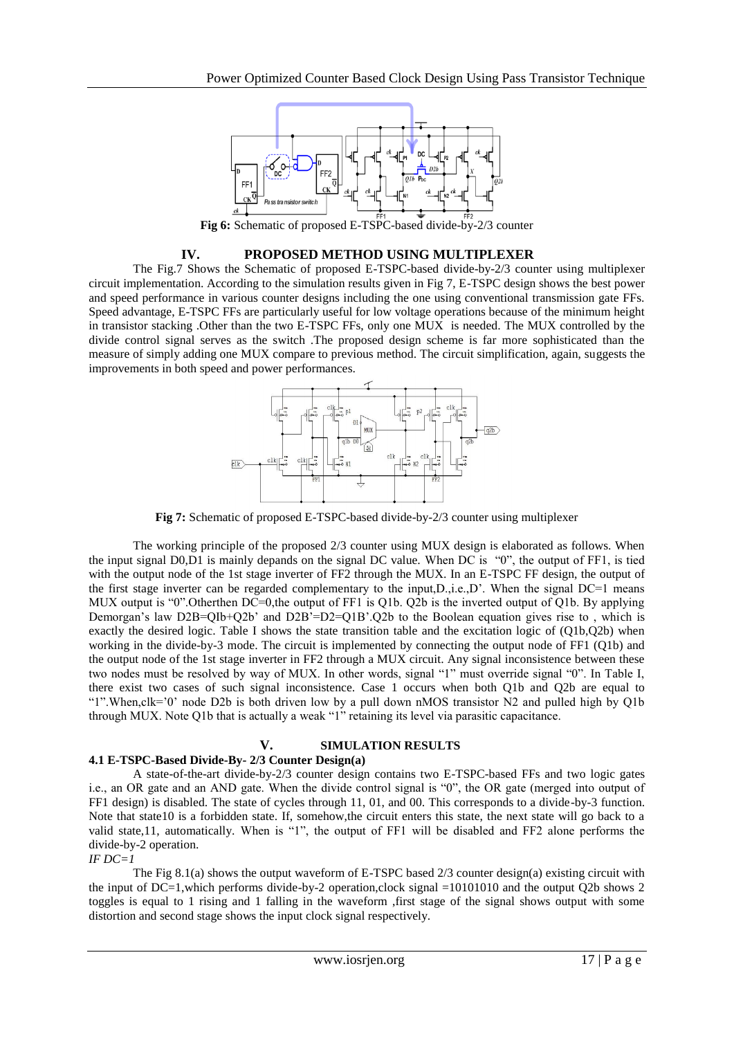**Fig 6:** Schematic of proposed E-TSPC-based divide-by-2/3 counter

## IV. PROPOSED METHOD USING MULTIPLEXER

The Fig.7 Shows the Schematic of proposed E-TSPC-based divide-by-2/3 counter using multiplexer circuit implementation. According to the simulation results given in Fig 7, E-TSPC design shows the best power and speed performance in various counter designs including the one using conventional transmission gate FFs. Speed advantage, E-TSPC FFs are particularly useful for low voltage operations because of the minimum height in transistor stacking .Other than the two E-TSPC FFs, only one MUX is needed. The MUX controlled by the divide control signal serves as the switch .The proposed design scheme is far more sophisticated than the measure of simply adding one MUX compare to previous method. The circuit simplification, again, suggests the improvements in both speed and power performances.

**Fig 7:** Schematic of proposed E-TSPC-based divide-by-2/3 counter using multiplexer

The working principle of the proposed 2/3 counter using MUX design is elaborated as follows. When the input signal D0,D1 is mainly depends on the signal DC value. When DC is "0", the output of FF1, is tied with the output node of the 1st stage inverter of FF2 through the MUX. In an E-TSPC FF design, the output of the first stage inverter can be regarded complementary to the input,D.,i.e.,D'. When the signal DC=1 means MUX output is "0".Otherthen DC=0,the output of FF1 is Q1b. Q2b is the inverted output of Q1b. By applying Demorgan's law D2B=QIb+Q2b' and D2B'=D2=Q1B'.Q2b to the Boolean equation gives rise to , which is exactly the desired logic. Table I shows the state transition table and the excitation logic of (Q1b,Q2b) when working in the divide-by-3 mode. The circuit is implemented by connecting the output node of FF1 (Q1b) and the output node of the 1st stage inverter in FF2 through a MUX circuit. Any signal inconsistence between these two nodes must be resolved by way of MUX. In other words, signal "1" must override signal "0". In Table I, there exist two cases of such signal inconsistence. Case 1 occurs when both Q1b and Q2b are equal to "1".When,clk='0' node D2b is both driven low by a pull down nMOS transistor N2 and pulled high by Q1b through MUX. Note Q1b that is actually a weak "1" retaining its level via parasitic capacitance.

## V. SIMULATION RESULTS

### 4.1 E-TSPC-Based Divide-By- 2/3 Counter Design(a)

A state-of-the-art divide-by-2/3 counter design contains two E-TSPC-based FFs and two logic gates i.e., an OR gate and an AND gate. When the divide control signal is "0", the OR gate (merged into output of FF1 design) is disabled. The state of cycles through 11, 01, and 00. This corresponds to a divide-by-3 function. Note that state10 is a forbidden state. If, somehow,the circuit enters this state, the next state will go back to a valid state,11, automatically. When is "1", the output of FF1 will be disabled and FF2 alone performs the divide-by-2 operation.

*IF DC=1*

The Fig 8.1(a) shows the output waveform of E-TSPC based 2/3 counter design(a) existing circuit with the input of DC=1,which performs divide-by-2 operation,clock signal =10101010 and the output Q2b shows 2 toggles is equal to 1 rising and 1 falling in the waveform ,first stage of the signal shows output with some distortion and second stage shows the input clock signal respectively.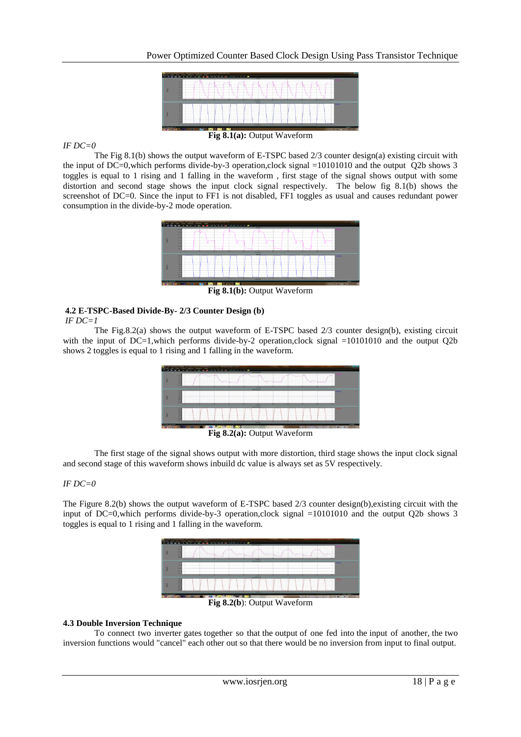**Fig 8.1(a):** Output Waveform

*IF DC=0*

The Fig 8.1(b) shows the output waveform of E-TSPC based 2/3 counter design(a) existing circuit with the input of DC=0,which performs divide-by-3 operation,clock signal =10101010 and the output Q2b shows 3 toggles is equal to 1 rising and 1 falling in the waveform , first stage of the signal shows output with some distortion and second stage shows the input clock signal respectively. The below fig 8.1(b) shows the screenshot of DC=0. Since the input to FF1 is not disabled, FF1 toggles as usual and causes redundant power consumption in the divide-by-2 mode operation.

**Fig 8.1(b):** Output Waveform

### 4.2 E-TSPC-Based Divide-By- 2/3 Counter Design (b)

*IF DC=1*

The Fig.8.2(a) shows the output waveform of E-TSPC based 2/3 counter design(b), existing circuit with the input of DC=1,which performs divide-by-2 operation,clock signal =10101010 and the output Q2b shows 2 toggles is equal to 1 rising and 1 falling in the waveform.

**Fig 8.2(a):** Output Waveform

The first stage of the signal shows output with more distortion, third stage shows the input clock signal and second stage of this waveform shows inbuild dc value is always set as 5V respectively.

*IF DC=0*

The Figure 8.2(b) shows the output waveform of E-TSPC based 2/3 counter design(b),existing circuit with the input of DC=0,which performs divide-by-3 operation,clock signal =10101010 and the output Q2b shows 3 toggles is equal to 1 rising and 1 falling in the waveform.

**Fig 8.2(b)**: Output Waveform

### 4.3 Double Inversion Technique

To connect two inverter gates together so that the output of one fed into the input of another, the two inversion functions would "cancel" each other out so that there would be no inversion from input to final output.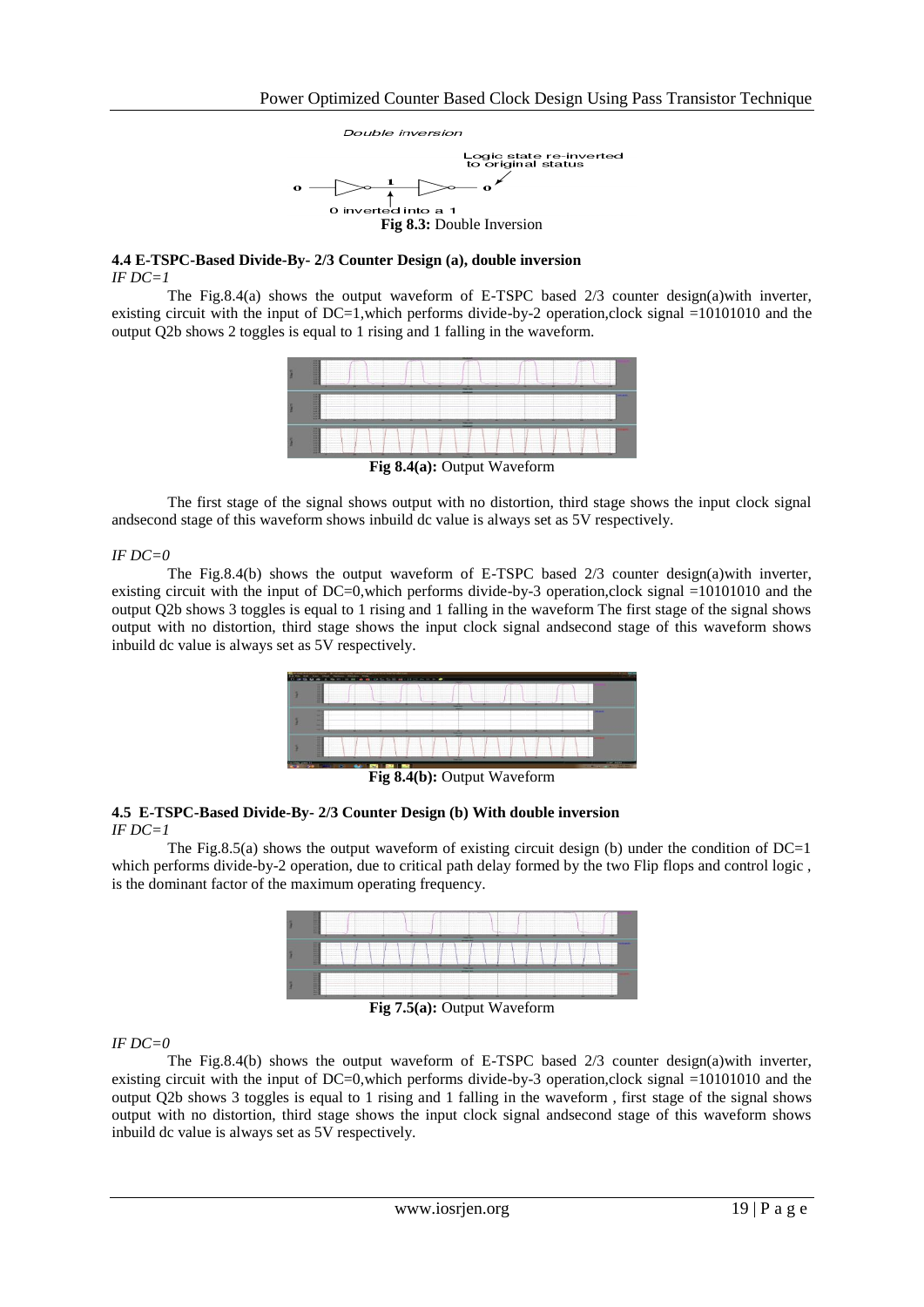Fig 8.3: Double Inversion

#### 4.4 E-TSPC-Based Divide-By- 2/3 Counter Design (a), double inversion

*IF DC=1*

The Fig.8.4(a) shows the output waveform of E-TSPC based 2/3 counter design(a)with inverter, existing circuit with the input of DC=1,which performs divide-by-2 operation,clock signal =10101010 and the output Q2b shows 2 toggles is equal to 1 rising and 1 falling in the waveform.

**Fig 8.4(a):** Output Waveform

The first stage of the signal shows output with no distortion, third stage shows the input clock signal andsecond stage of this waveform shows inbuild dc value is always set as 5V respectively.

*IF DC=0*

The Fig.8.4(b) shows the output waveform of E-TSPC based 2/3 counter design(a)with inverter, existing circuit with the input of DC=0,which performs divide-by-3 operation,clock signal =10101010 and the output Q2b shows 3 toggles is equal to 1 rising and 1 falling in the waveform The first stage of the signal shows output with no distortion, third stage shows the input clock signal andsecond stage of this waveform shows inbuild dc value is always set as 5V respectively.

**Fig 8.4(b):** Output Waveform

#### 4.5 E-TSPC-Based Divide-By- 2/3 Counter Design (b) With double inversion

*IF DC=1*

The Fig.8.5(a) shows the output waveform of existing circuit design (b) under the condition of DC=1 which performs divide-by-2 operation, due to critical path delay formed by the two Flip flops and control logic , is the dominant factor of the maximum operating frequency.

**Fig 7.5(a):** Output Waveform

*IF DC=0*

The Fig.8.4(b) shows the output waveform of E-TSPC based 2/3 counter design(a)with inverter, existing circuit with the input of DC=0,which performs divide-by-3 operation,clock signal =10101010 and the output Q2b shows 3 toggles is equal to 1 rising and 1 falling in the waveform , first stage of the signal shows output with no distortion, third stage shows the input clock signal andsecond stage of this waveform shows inbuild dc value is always set as 5V respectively.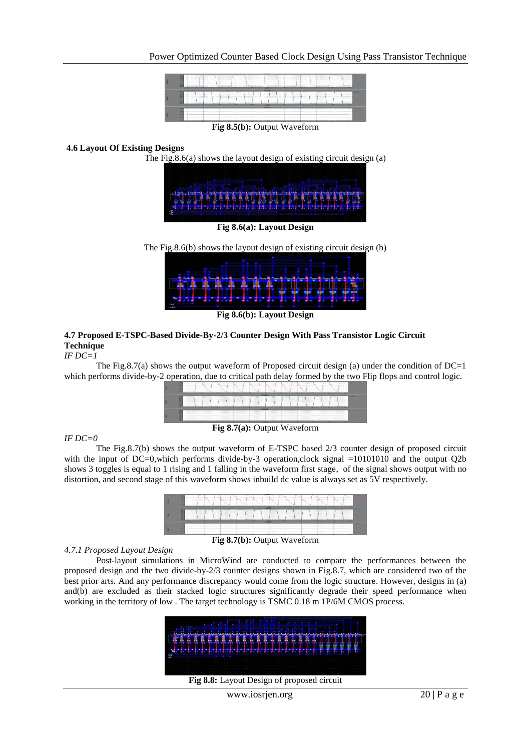**Fig 8.5(b):** Output Waveform

### 4.6 Layout Of Existing Designs

The Fig.8.6(a) shows the layout design of existing circuit design (a)

**Fig 8.6(a): Layout Design**

The Fig.8.6(b) shows the layout design of existing circuit design (b)

**Fig 8.6(b): Layout Design**

### 4.7 Proposed E-TSPC-Based Divide-By-2/3 Counter Design With Pass Transistor Logic Circuit Technique

*IF DC=1*

The Fig.8.7(a) shows the output waveform of Proposed circuit design (a) under the condition of DC=1 which performs divide-by-2 operation, due to critical path delay formed by the two Flip flops and control logic.

**Fig 8.7(a):** Output Waveform

*IF DC=0*

The Fig.8.7(b) shows the output waveform of E-TSPC based 2/3 counter design of proposed circuit with the input of DC=0,which performs divide-by-3 operation,clock signal =10101010 and the output Q2b shows 3 toggles is equal to 1 rising and 1 falling in the waveform first stage, of the signal shows output with no distortion, and second stage of this waveform shows inbuild dc value is always set as 5V respectively.

**Fig 8.7(b):** Output Waveform

#### *4.7.1 Proposed Layout Design*

Post-layout simulations in MicroWind are conducted to compare the performances between the proposed design and the two divide-by-2/3 counter designs shown in Fig.8.7, which are considered two of the best prior arts. And any performance discrepancy would come from the logic structure. However, designs in (a) and(b) are excluded as their stacked logic structures significantly degrade their speed performance when working in the territory of low . The target technology is TSMC 0.18 m 1P/6M CMOS process.

**Fig 8.8:** Layout Design of proposed circuit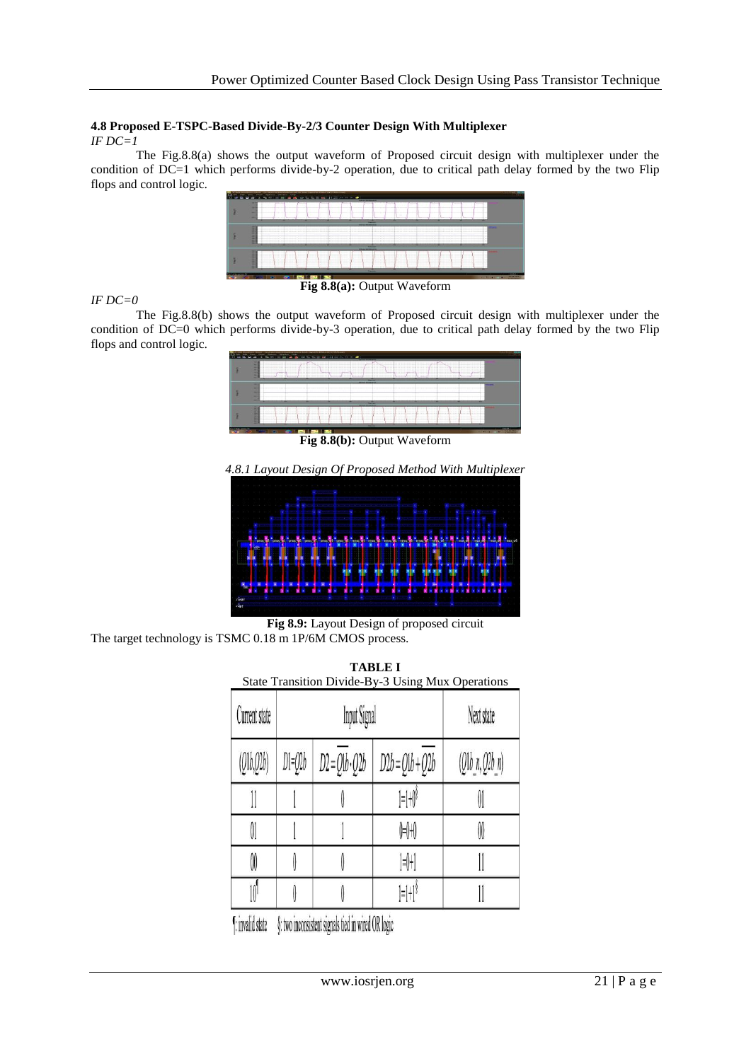### 4.8 Proposed E-TSPC-Based Divide-By-2/3 Counter Design With Multiplexer

*IF DC=1*

The Fig.8.8(a) shows the output waveform of Proposed circuit design with multiplexer under the condition of DC=1 which performs divide-by-2 operation, due to critical path delay formed by the two Flip flops and control logic.

**Fig 8.8(a):** Output Waveform

*IF DC=0*

The Fig.8.8(b) shows the output waveform of Proposed circuit design with multiplexer under the condition of DC=0 which performs divide-by-3 operation, due to critical path delay formed by the two Flip flops and control logic.

**Fig 8.8(b):** Output Waveform

*4.8.1 Layout Design Of Proposed Method With Multiplexer*

**Fig 8.9:** Layout Design of proposed circuit

The target technology is TSMC 0.18 m 1P/6M CMOS process.

**TABLE I**
State Transition Divide-By-3 Using Mux Operations

| Current state | Input Signal | | | Next state |
|---|---|---|---|---|
| $(Q1b,Q2b)$ | $D1=Q2b$ | $D2=\overline{Q1b}\cdot Q2b$ | $D2b=Q1b+\overline{Q2b}$ | $(Q1b\_n,Q2b\_n)$ |
| 11 | 1 | 0 | $1=1+0^{\S}$ | 01 |
| 01 | 1 | 1 | 0=0+0 | 00 |
| 00 | 0 | 0 | 1=0+1 | 11 |
| $10^{\P}$ | 0 | 0 | $1=1+1^{\S}$ | 11 |

¶: invalid state §: two inconsistent signals tied in wired OR logic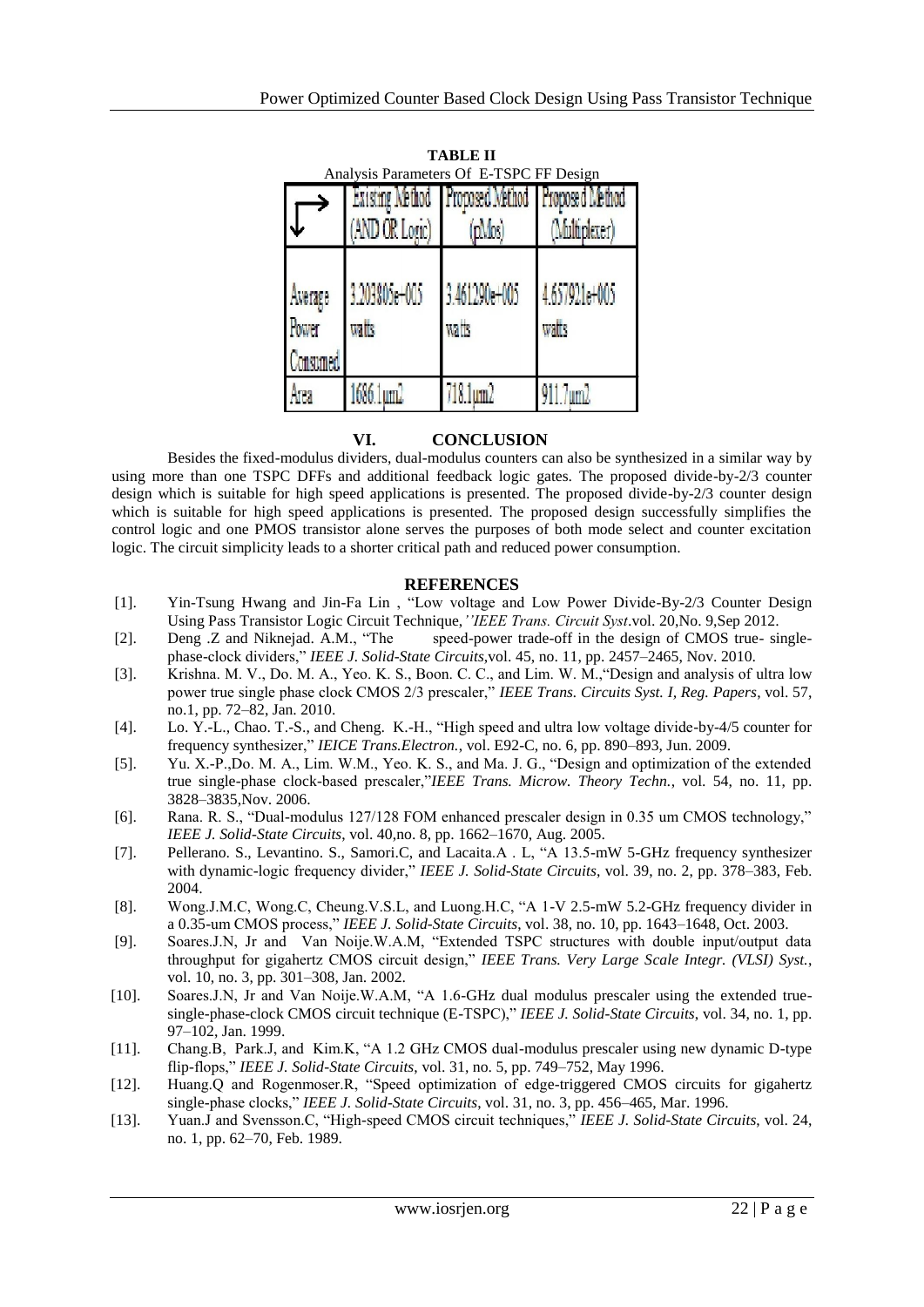**TABLE II**
Analysis Parameters Of E-TSPC FF Design

| | Existing Method (AND OR Logic) | Proposed Method (pMos) | Proposed Method (Multiplexer) |
|---|---|---|---|
| Average Power Consumed | 3.203805e-005 watts | 3.461290e-005 watts | 4.657921e-005 watts |
| Area | 1686.1µm2 | 718.1µm2 | 911.7µm2 |

## VI. CONCLUSION

Besides the fixed-modulus dividers, dual-modulus counters can also be synthesized in a similar way by using more than one TSPC DFFs and additional feedback logic gates. The proposed divide-by-2/3 counter design which is suitable for high speed applications is presented. The proposed divide-by-2/3 counter design which is suitable for high speed applications is presented. The proposed design successfully simplifies the control logic and one PMOS transistor alone serves the purposes of both mode select and counter excitation logic. The circuit simplicity leads to a shorter critical path and reduced power consumption.

## REFERENCES

[1]. Yin-Tsung Hwang and Jin-Fa Lin , "Low voltage and Low Power Divide-By-2/3 Counter Design Using Pass Transistor Logic Circuit Technique,*''IEEE Trans. Circuit Syst*.vol. 20,No. 9,Sep 2012.

[2]. Deng .Z and Niknejad. A.M., "The speed-power trade-off in the design of CMOS true- single-phase-clock dividers," *IEEE J. Solid-State Circuits*,vol. 45, no. 11, pp. 2457–2465, Nov. 2010.

[3]. Krishna. M. V., Do. M. A., Yeo. K. S., Boon. C. C., and Lim. W. M.,"Design and analysis of ultra low power true single phase clock CMOS 2/3 prescaler," *IEEE Trans. Circuits Syst. I, Reg. Papers*, vol. 57, no.1, pp. 72–82, Jan. 2010.

[4]. Lo. Y.-L., Chao. T.-S., and Cheng. K.-H., "High speed and ultra low voltage divide-by-4/5 counter for frequency synthesizer," *IEICE Trans.Electron.*, vol. E92-C, no. 6, pp. 890–893, Jun. 2009.

[5]. Yu. X.-P.,Do. M. A., Lim. W.M., Yeo. K. S., and Ma. J. G., "Design and optimization of the extended true single-phase clock-based prescaler,"*IEEE Trans. Microw. Theory Techn.*, vol. 54, no. 11, pp. 3828–3835,Nov. 2006.

[6]. Rana. R. S., "Dual-modulus 127/128 FOM enhanced prescaler design in 0.35 um CMOS technology," *IEEE J. Solid-State Circuits*, vol. 40,no. 8, pp. 1662–1670, Aug. 2005.

[7]. Pellerano. S., Levantino. S., Samori.C, and Lacaita.A . L, "A 13.5-mW 5-GHz frequency synthesizer with dynamic-logic frequency divider," *IEEE J. Solid-State Circuits*, vol. 39, no. 2, pp. 378–383, Feb. 2004.

[8]. Wong.J.M.C, Wong.C, Cheung.V.S.L, and Luong.H.C, "A 1-V 2.5-mW 5.2-GHz frequency divider in a 0.35-um CMOS process," *IEEE J. Solid-State Circuits*, vol. 38, no. 10, pp. 1643–1648, Oct. 2003.

[9]. Soares.J.N, Jr and Van Noije.W.A.M, "Extended TSPC structures with double input/output data throughput for gigahertz CMOS circuit design," *IEEE Trans. Very Large Scale Integr. (VLSI) Syst.*, vol. 10, no. 3, pp. 301–308, Jan. 2002.

[10]. Soares.J.N, Jr and Van Noije.W.A.M, "A 1.6-GHz dual modulus prescaler using the extended true-single-phase-clock CMOS circuit technique (E-TSPC)," *IEEE J. Solid-State Circuits*, vol. 34, no. 1, pp. 97–102, Jan. 1999.

[11]. Chang.B, Park.J, and Kim.K, "A 1.2 GHz CMOS dual-modulus prescaler using new dynamic D-type flip-flops," *IEEE J. Solid-State Circuits*, vol. 31, no. 5, pp. 749–752, May 1996.

[12]. Huang.Q and Rogenmoser.R, "Speed optimization of edge-triggered CMOS circuits for gigahertz single-phase clocks," *IEEE J. Solid-State Circuits*, vol. 31, no. 3, pp. 456–465, Mar. 1996.

[13]. Yuan.J and Svensson.C, "High-speed CMOS circuit techniques," *IEEE J. Solid-State Circuits*, vol. 24, no. 1, pp. 62–70, Feb. 1989.